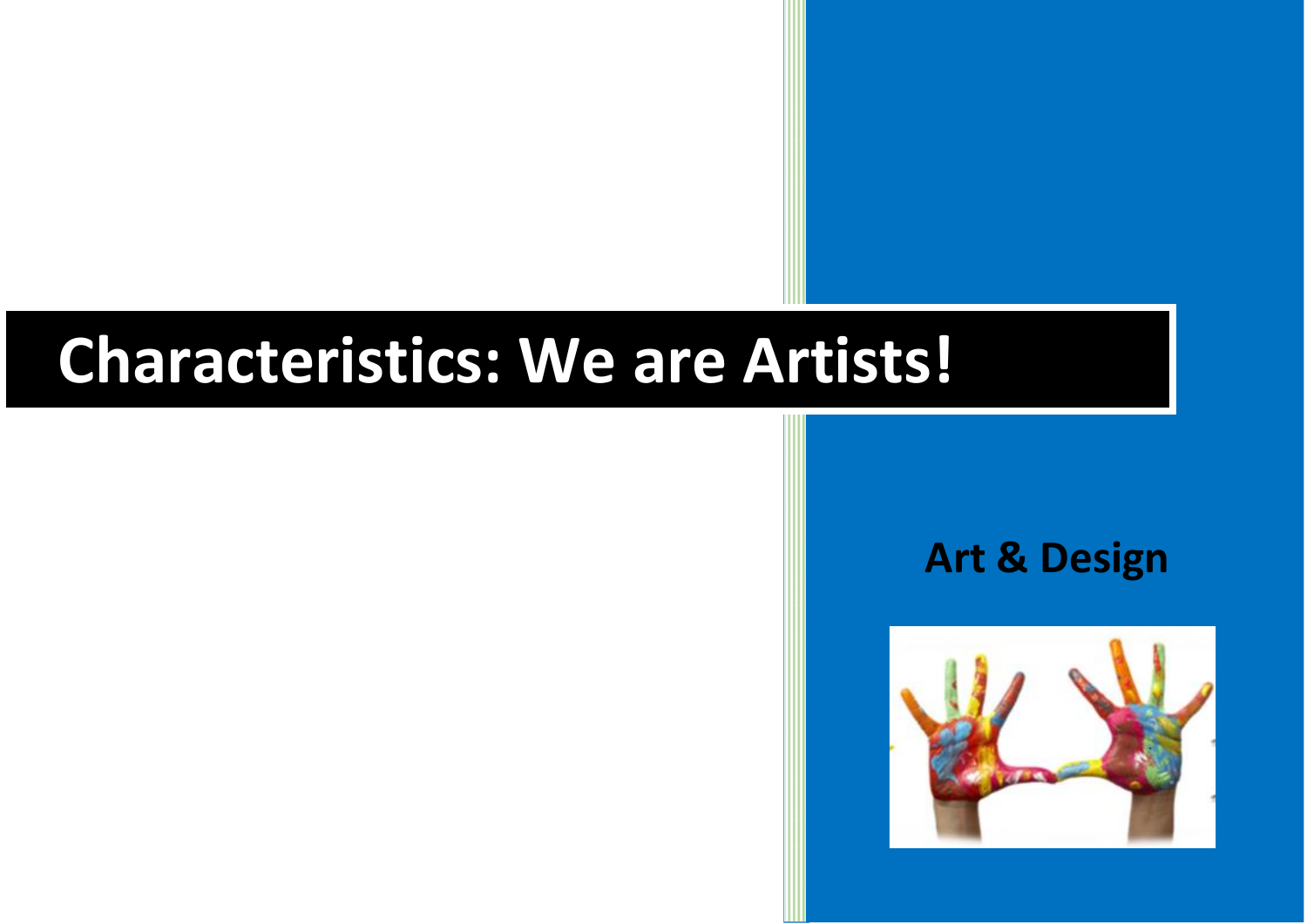# Characteristics: We are Artists!

**Art & Design**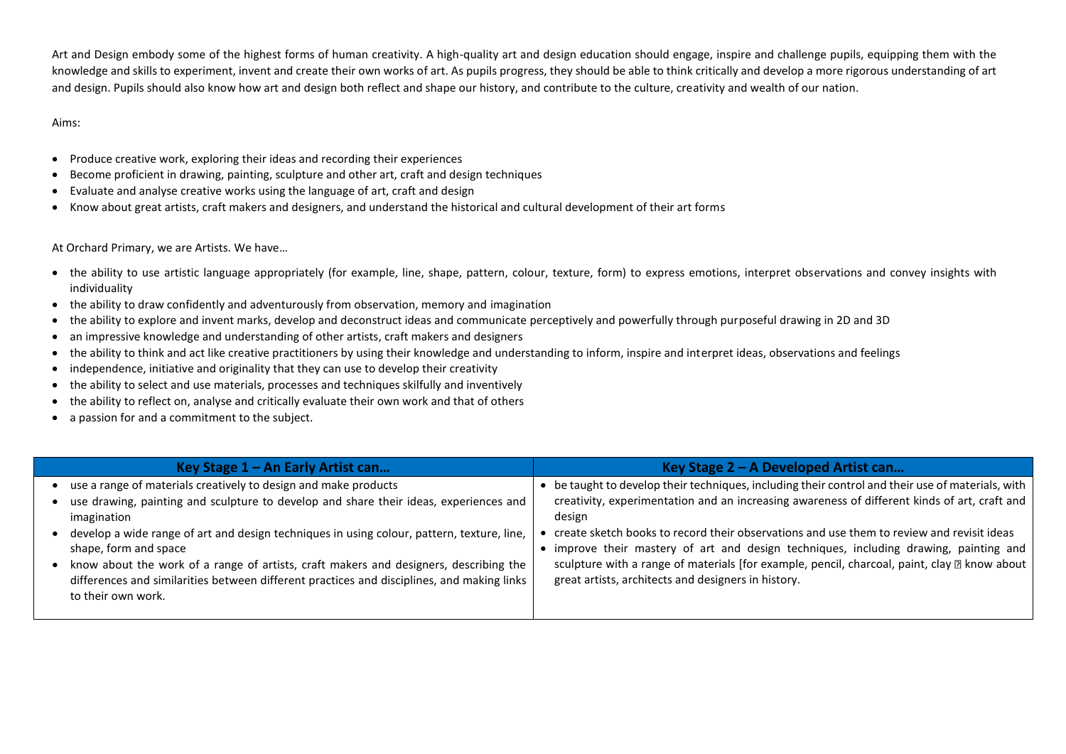Art and Design embody some of the highest forms of human creativity. A high-quality art and design education should engage, inspire and challenge pupils, equipping them with the knowledge and skills to experiment, invent and create their own works of art. As pupils progress, they should be able to think critically and develop a more rigorous understanding of art and design. Pupils should also know how art and design both reflect and shape our history, and contribute to the culture, creativity and wealth of our nation.

Aims:

- Produce creative work, exploring their ideas and recording their experiences
- Become proficient in drawing, painting, sculpture and other art, craft and design techniques
- Evaluate and analyse creative works using the language of art, craft and design
- Know about great artists, craft makers and designers, and understand the historical and cultural development of their art forms

At Orchard Primary, we are Artists. We have…

- the ability to use artistic language appropriately (for example, line, shape, pattern, colour, texture, form) to express emotions, interpret observations and convey insights with individuality
- the ability to draw confidently and adventurously from observation, memory and imagination
- the ability to explore and invent marks, develop and deconstruct ideas and communicate perceptively and powerfully through purposeful drawing in 2D and 3D
- an impressive knowledge and understanding of other artists, craft makers and designers
- the ability to think and act like creative practitioners by using their knowledge and understanding to inform, inspire and interpret ideas, observations and feelings
- independence, initiative and originality that they can use to develop their creativity
- the ability to select and use materials, processes and techniques skilfully and inventively
- the ability to reflect on, analyse and critically evaluate their own work and that of others
- a passion for and a commitment to the subject.

| Key Stage 1 – An Early Artist can… | Key Stage 2 – A Developed Artist can… |
|---|---|
| • use a range of materials creatively to design and make products<br>• use drawing, painting and sculpture to develop and share their ideas, experiences and imagination<br>• develop a wide range of art and design techniques in using colour, pattern, texture, line, shape, form and space<br>• know about the work of a range of artists, craft makers and designers, describing the differences and similarities between different practices and disciplines, and making links to their own work. | • be taught to develop their techniques, including their control and their use of materials, with creativity, experimentation and an increasing awareness of different kinds of art, craft and design<br>• create sketch books to record their observations and use them to review and revisit ideas<br>• improve their mastery of art and design techniques, including drawing, painting and sculpture with a range of materials [for example, pencil, charcoal, paint, clay  know about great artists, architects and designers in history. |